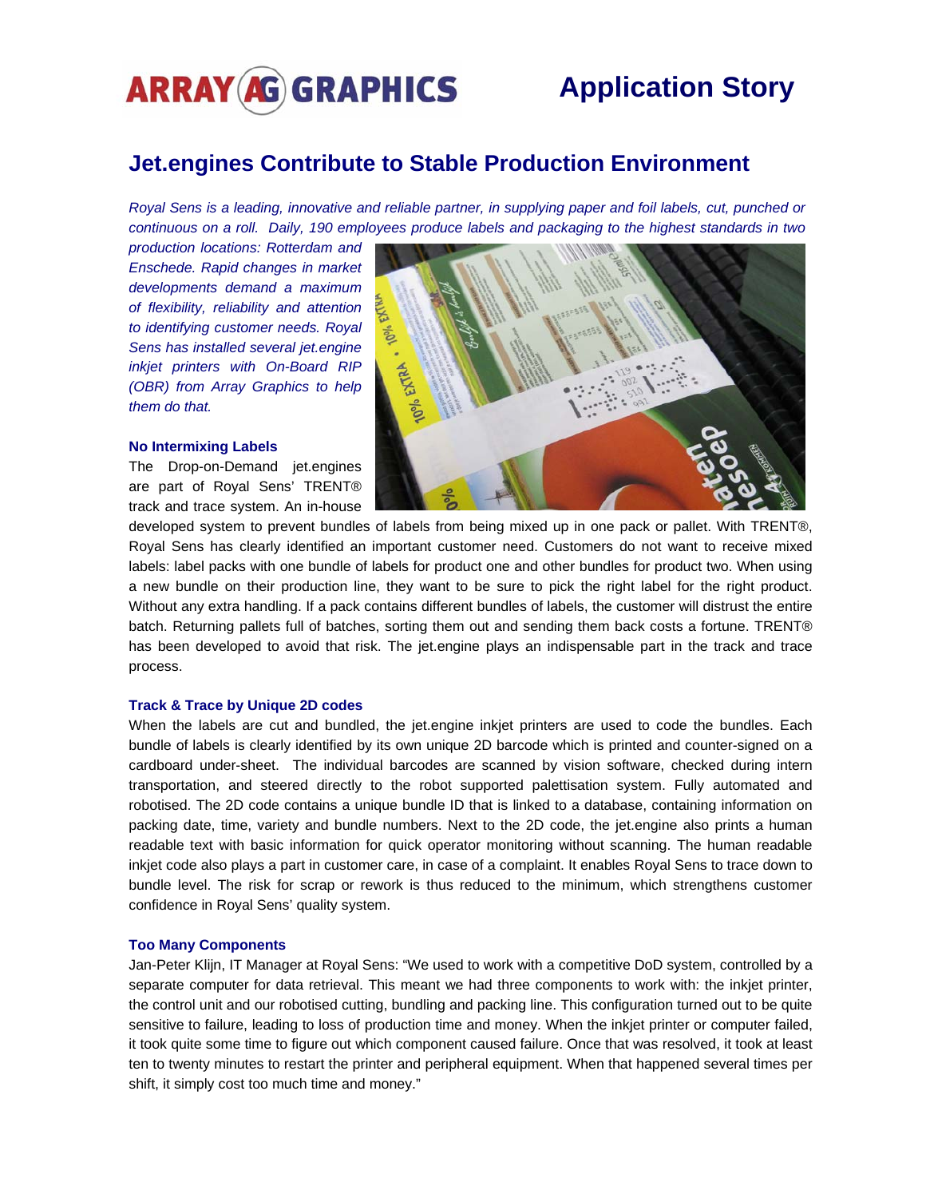# ARRAY AG GRAPHICS

## Application Story

## Jet.engines Contribute to Stable Production Environment

*Royal Sens is a leading, innovative and reliable partner, in supplying paper and foil labels, cut, punched or continuous on a roll. Daily, 190 employees produce labels and packaging to the highest standards in two production locations: Rotterdam and Enschede. Rapid changes in market developments demand a maximum of flexibility, reliability and attention to identifying customer needs. Royal Sens has installed several jet.engine inkjet printers with On-Board RIP (OBR) from Array Graphics to help them do that.*

### No Intermixing Labels

The Drop-on-Demand jet.engines are part of Royal Sens' TRENT® track and trace system. An in-house developed system to prevent bundles of labels from being mixed up in one pack or pallet. With TRENT®, Royal Sens has clearly identified an important customer need. Customers do not want to receive mixed labels: label packs with one bundle of labels for product one and other bundles for product two. When using a new bundle on their production line, they want to be sure to pick the right label for the right product. Without any extra handling. If a pack contains different bundles of labels, the customer will distrust the entire batch. Returning pallets full of batches, sorting them out and sending them back costs a fortune. TRENT® has been developed to avoid that risk. The jet.engine plays an indispensable part in the track and trace process.

### Track & Trace by Unique 2D codes

When the labels are cut and bundled, the jet.engine inkjet printers are used to code the bundles. Each bundle of labels is clearly identified by its own unique 2D barcode which is printed and counter-signed on a cardboard under-sheet. The individual barcodes are scanned by vision software, checked during intern transportation, and steered directly to the robot supported palettisation system. Fully automated and robotised. The 2D code contains a unique bundle ID that is linked to a database, containing information on packing date, time, variety and bundle numbers. Next to the 2D code, the jet.engine also prints a human readable text with basic information for quick operator monitoring without scanning. The human readable inkjet code also plays a part in customer care, in case of a complaint. It enables Royal Sens to trace down to bundle level. The risk for scrap or rework is thus reduced to the minimum, which strengthens customer confidence in Royal Sens' quality system.

### Too Many Components

Jan-Peter Klijn, IT Manager at Royal Sens: "We used to work with a competitive DoD system, controlled by a separate computer for data retrieval. This meant we had three components to work with: the inkjet printer, the control unit and our robotised cutting, bundling and packing line. This configuration turned out to be quite sensitive to failure, leading to loss of production time and money. When the inkjet printer or computer failed, it took quite some time to figure out which component caused failure. Once that was resolved, it took at least ten to twenty minutes to restart the printer and peripheral equipment. When that happened several times per shift, it simply cost too much time and money."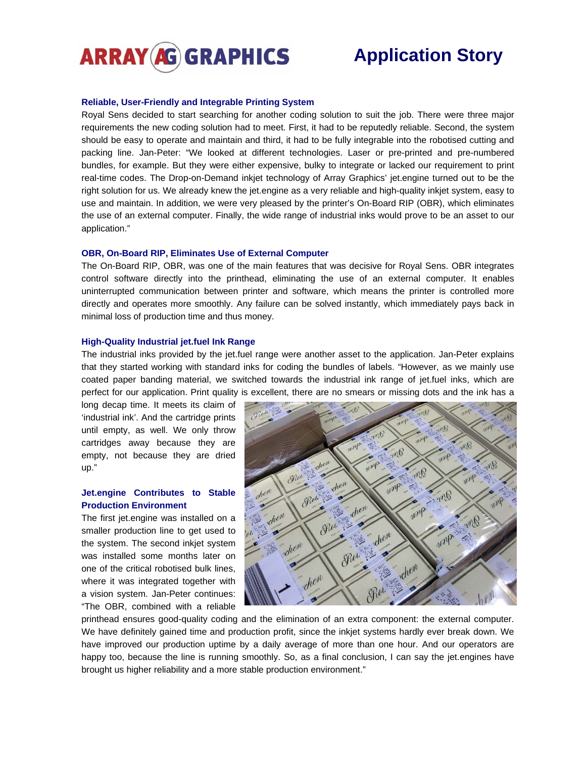# ARRAY AG GRAPHICS

# Application Story

### Reliable, User-Friendly and Integrable Printing System

Royal Sens decided to start searching for another coding solution to suit the job. There were three major requirements the new coding solution had to meet. First, it had to be reputedly reliable. Second, the system should be easy to operate and maintain and third, it had to be fully integrable into the robotised cutting and packing line. Jan-Peter: "We looked at different technologies. Laser or pre-printed and pre-numbered bundles, for example. But they were either expensive, bulky to integrate or lacked our requirement to print real-time codes. The Drop-on-Demand inkjet technology of Array Graphics' jet.engine turned out to be the right solution for us. We already knew the jet.engine as a very reliable and high-quality inkjet system, easy to use and maintain. In addition, we were very pleased by the printer's On-Board RIP (OBR), which eliminates the use of an external computer. Finally, the wide range of industrial inks would prove to be an asset to our application."

### OBR, On-Board RIP, Eliminates Use of External Computer

The On-Board RIP, OBR, was one of the main features that was decisive for Royal Sens. OBR integrates control software directly into the printhead, eliminating the use of an external computer. It enables uninterrupted communication between printer and software, which means the printer is controlled more directly and operates more smoothly. Any failure can be solved instantly, which immediately pays back in minimal loss of production time and thus money.

### High-Quality Industrial jet.fuel Ink Range

The industrial inks provided by the jet.fuel range were another asset to the application. Jan-Peter explains that they started working with standard inks for coding the bundles of labels. "However, as we mainly use coated paper banding material, we switched towards the industrial ink range of jet.fuel inks, which are perfect for our application. Print quality is excellent, there are no smears or missing dots and the ink has a long decap time. It meets its claim of 'industrial ink'. And the cartridge prints until empty, as well. We only throw cartridges away because they are empty, not because they are dried up."

### Jet.engine Contributes to Stable Production Environment

The first jet.engine was installed on a smaller production line to get used to the system. The second inkjet system was installed some months later on one of the critical robotised bulk lines, where it was integrated together with a vision system. Jan-Peter continues: "The OBR, combined with a reliable printhead ensures good-quality coding and the elimination of an extra component: the external computer. We have definitely gained time and production profit, since the inkjet systems hardly ever break down. We have improved our production uptime by a daily average of more than one hour. And our operators are happy too, because the line is running smoothly. So, as a final conclusion, I can say the jet.engines have brought us higher reliability and a more stable production environment."